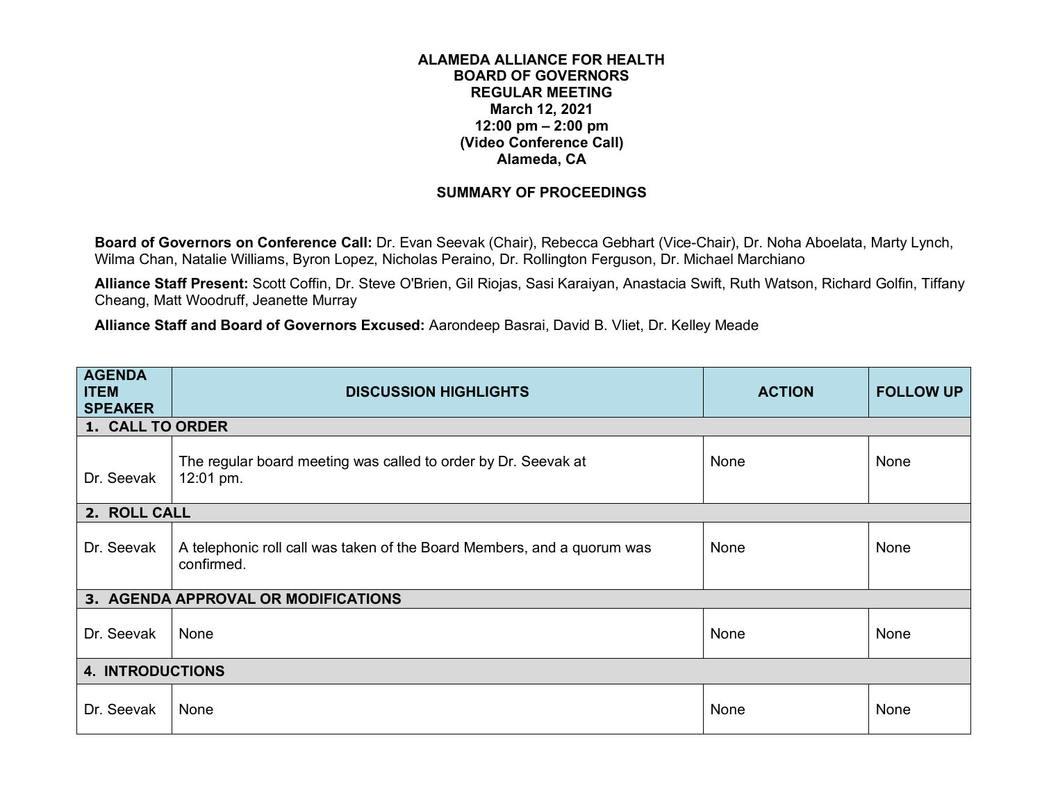**ALAMEDA ALLIANCE FOR HEALTH**
**BOARD OF GOVERNORS**
**REGULAR MEETING**
**March 12, 2021**
**12:00 pm – 2:00 pm**
**(Video Conference Call)**
**Alameda, CA**

**SUMMARY OF PROCEEDINGS**

**Board of Governors on Conference Call:** Dr. Evan Seevak (Chair), Rebecca Gebhart (Vice-Chair), Dr. Noha Aboelata, Marty Lynch, Wilma Chan, Natalie Williams, Byron Lopez, Nicholas Peraino, Dr. Rollington Ferguson, Dr. Michael Marchiano

**Alliance Staff Present:** Scott Coffin, Dr. Steve O'Brien, Gil Riojas, Sasi Karaiyan, Anastacia Swift, Ruth Watson, Richard Golfin, Tiffany Cheang, Matt Woodruff, Jeanette Murray

**Alliance Staff and Board of Governors Excused:** Aarondeep Basrai, David B. Vliet, Dr. Kelley Meade

| AGENDA ITEM SPEAKER | DISCUSSION HIGHLIGHTS | ACTION | FOLLOW UP |
|---|---|---|---|
| **1. CALL TO ORDER** | | | |
| Dr. Seevak | The regular board meeting was called to order by Dr. Seevak at 12:01 pm. | None | None |
| **2. ROLL CALL** | | | |
| Dr. Seevak | A telephonic roll call was taken of the Board Members, and a quorum was confirmed. | None | None |
| **3. AGENDA APPROVAL OR MODIFICATIONS** | | | |
| Dr. Seevak | None | None | None |
| **4. INTRODUCTIONS** | | | |
| Dr. Seevak | None | None | None |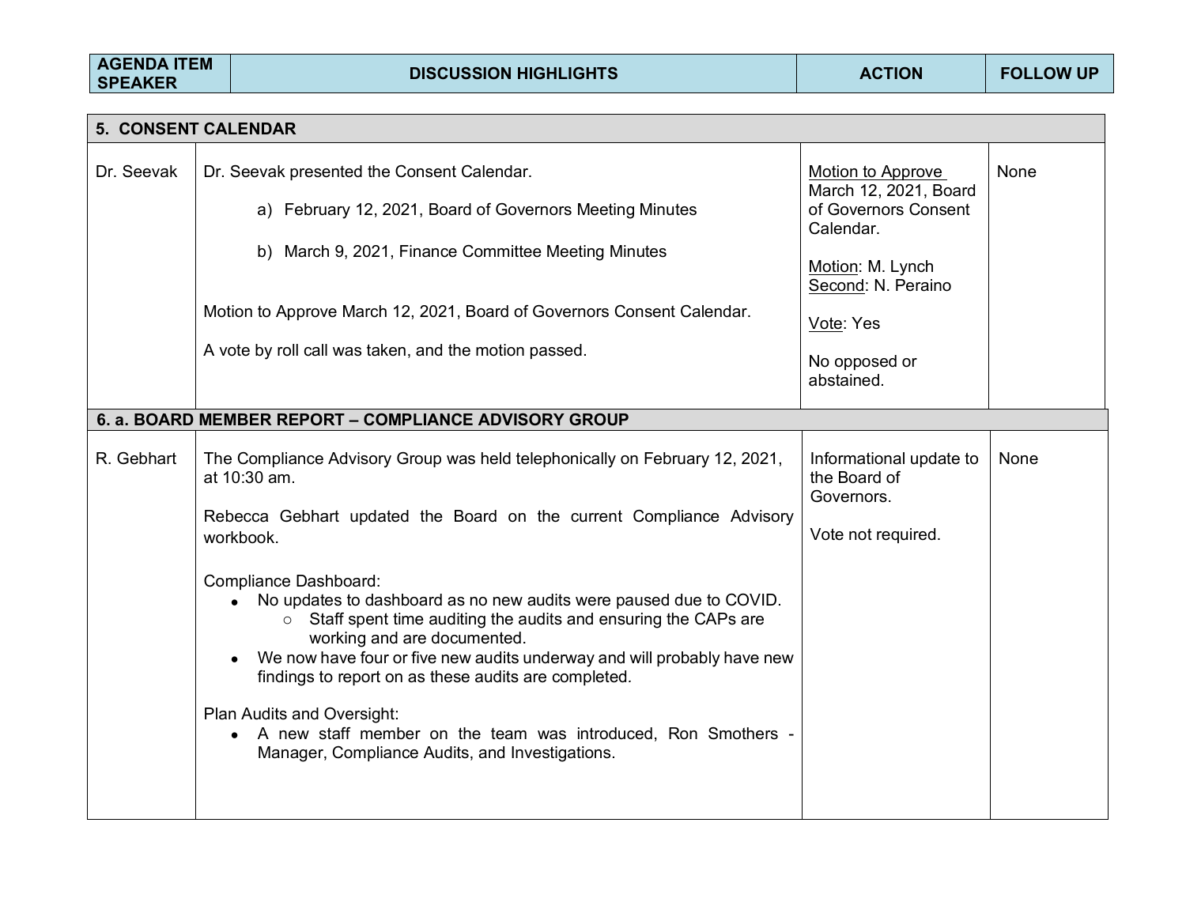| AGENDA ITEM SPEAKER | DISCUSSION HIGHLIGHTS | ACTION | FOLLOW UP |
|---|---|---|---|
| **5. CONSENT CALENDAR** | | | |
| Dr. Seevak | Dr. Seevak presented the Consent Calendar.<br><br>a) February 12, 2021, Board of Governors Meeting Minutes<br><br>b) March 9, 2021, Finance Committee Meeting Minutes<br><br>Motion to Approve March 12, 2021, Board of Governors Consent Calendar.<br><br>A vote by roll call was taken, and the motion passed. | <u>Motion to Approve</u> March 12, 2021, Board of Governors Consent Calendar.<br><br><u>Motion</u>: M. Lynch<br><u>Second</u>: N. Peraino<br><br><u>Vote</u>: Yes<br><br>No opposed or abstained. | None |
| **6. a. BOARD MEMBER REPORT – COMPLIANCE ADVISORY GROUP** | | | |
| R. Gebhart | The Compliance Advisory Group was held telephonically on February 12, 2021, at 10:30 am.<br><br>Rebecca Gebhart updated the Board on the current Compliance Advisory workbook.<br><br>Compliance Dashboard:<br>• No updates to dashboard as no new audits were paused due to COVID.<br>&nbsp;&nbsp;&nbsp;&nbsp;○ Staff spent time auditing the audits and ensuring the CAPs are working and are documented.<br>• We now have four or five new audits underway and will probably have new findings to report on as these audits are completed.<br><br>Plan Audits and Oversight:<br>• A new staff member on the team was introduced, Ron Smothers - Manager, Compliance Audits, and Investigations. | Informational update to the Board of Governors.<br><br>Vote not required. | None |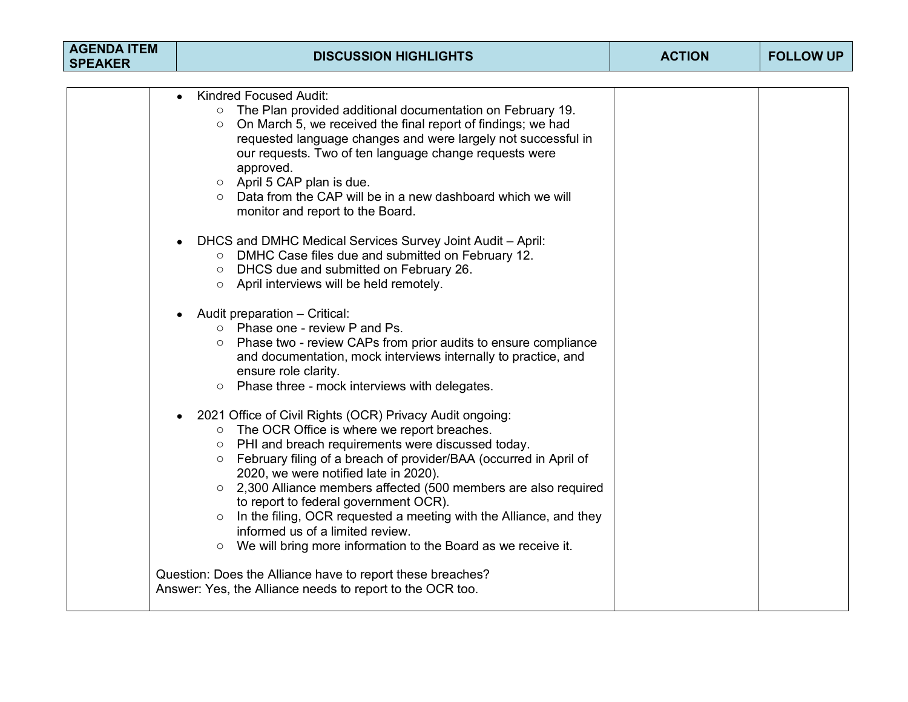| AGENDA ITEM SPEAKER | DISCUSSION HIGHLIGHTS | ACTION | FOLLOW UP |
|---|---|---|---|
| | <ul><li>Kindred Focused Audit:<ul><li>The Plan provided additional documentation on February 19.</li><li>On March 5, we received the final report of findings; we had requested language changes and were largely not successful in our requests. Two of ten language change requests were approved.</li><li>April 5 CAP plan is due.</li><li>Data from the CAP will be in a new dashboard which we will monitor and report to the Board.</li></ul></li><li>DHCS and DMHC Medical Services Survey Joint Audit – April:<ul><li>DMHC Case files due and submitted on February 12.</li><li>DHCS due and submitted on February 26.</li><li>April interviews will be held remotely.</li></ul></li><li>Audit preparation – Critical:<ul><li>Phase one - review P and Ps.</li><li>Phase two - review CAPs from prior audits to ensure compliance and documentation, mock interviews internally to practice, and ensure role clarity.</li><li>Phase three - mock interviews with delegates.</li></ul></li><li>2021 Office of Civil Rights (OCR) Privacy Audit ongoing:<ul><li>The OCR Office is where we report breaches.</li><li>PHI and breach requirements were discussed today.</li><li>February filing of a breach of provider/BAA (occurred in April of 2020, we were notified late in 2020).</li><li>2,300 Alliance members affected (500 members are also required to report to federal government OCR).</li><li>In the filing, OCR requested a meeting with the Alliance, and they informed us of a limited review.</li><li>We will bring more information to the Board as we receive it.</li></ul></li></ul>Question: Does the Alliance have to report these breaches?<br>Answer: Yes, the Alliance needs to report to the OCR too. | | |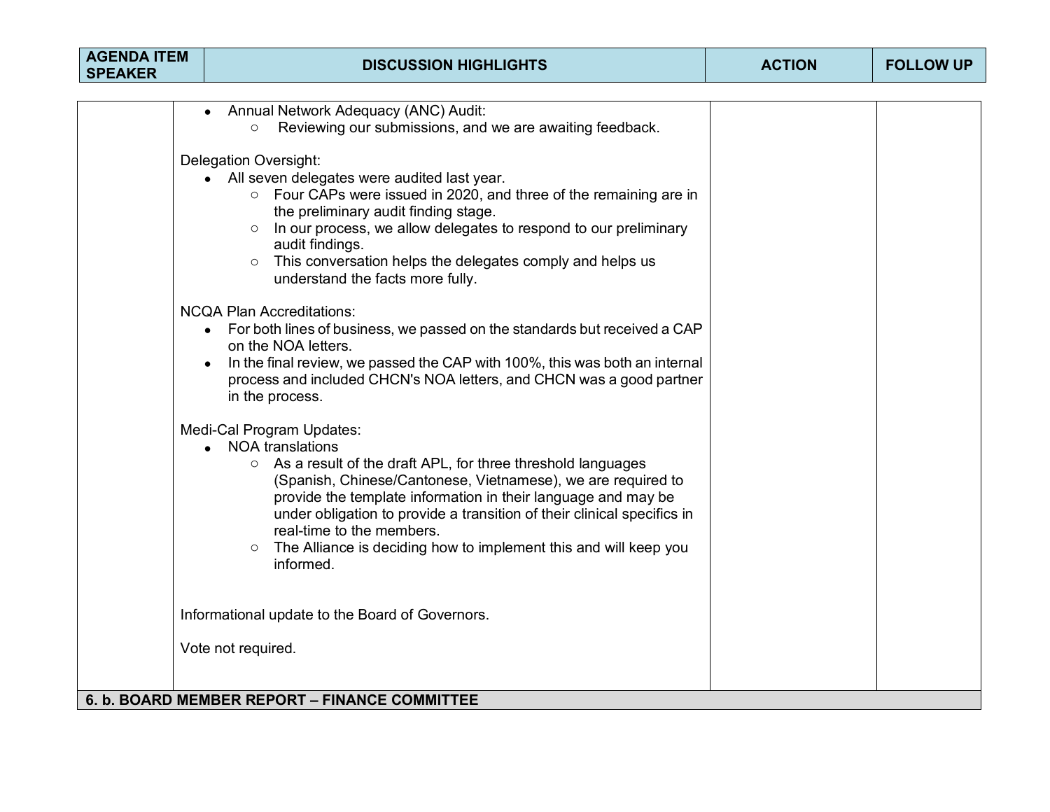| AGENDA ITEM SPEAKER | DISCUSSION HIGHLIGHTS | ACTION | FOLLOW UP |
|---|---|---|---|
| | • Annual Network Adequacy (ANC) Audit:<br>&nbsp;&nbsp;&nbsp;&nbsp;○ Reviewing our submissions, and we are awaiting feedback.<br><br>Delegation Oversight:<br>• All seven delegates were audited last year.<br>&nbsp;&nbsp;&nbsp;&nbsp;○ Four CAPs were issued in 2020, and three of the remaining are in the preliminary audit finding stage.<br>&nbsp;&nbsp;&nbsp;&nbsp;○ In our process, we allow delegates to respond to our preliminary audit findings.<br>&nbsp;&nbsp;&nbsp;&nbsp;○ This conversation helps the delegates comply and helps us understand the facts more fully.<br><br>NCQA Plan Accreditations:<br>• For both lines of business, we passed on the standards but received a CAP on the NOA letters.<br>• In the final review, we passed the CAP with 100%, this was both an internal process and included CHCN's NOA letters, and CHCN was a good partner in the process.<br><br>Medi-Cal Program Updates:<br>• NOA translations<br>&nbsp;&nbsp;&nbsp;&nbsp;○ As a result of the draft APL, for three threshold languages (Spanish, Chinese/Cantonese, Vietnamese), we are required to provide the template information in their language and may be under obligation to provide a transition of their clinical specifics in real-time to the members.<br>&nbsp;&nbsp;&nbsp;&nbsp;○ The Alliance is deciding how to implement this and will keep you informed.<br><br>Informational update to the Board of Governors.<br><br>Vote not required. | | |
| **6. b. BOARD MEMBER REPORT – FINANCE COMMITTEE** | | | |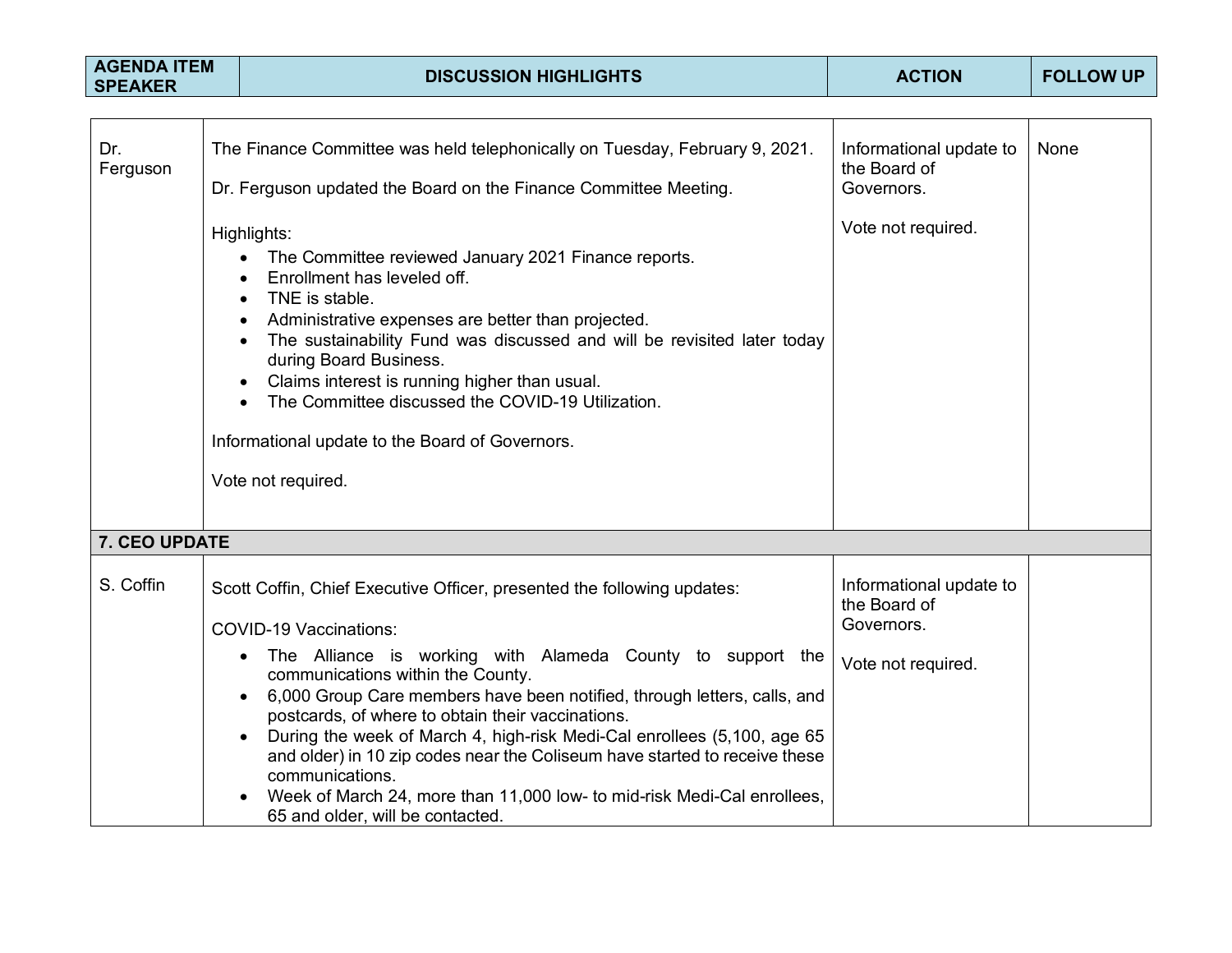| AGENDA ITEM SPEAKER | DISCUSSION HIGHLIGHTS | ACTION | FOLLOW UP |
| --- | --- | --- | --- |
| Dr. Ferguson | The Finance Committee was held telephonically on Tuesday, February 9, 2021.<br><br>Dr. Ferguson updated the Board on the Finance Committee Meeting.<br><br>Highlights:<br>• The Committee reviewed January 2021 Finance reports.<br>• Enrollment has leveled off.<br>• TNE is stable.<br>• Administrative expenses are better than projected.<br>• The sustainability Fund was discussed and will be revisited later today during Board Business.<br>• Claims interest is running higher than usual.<br>• The Committee discussed the COVID-19 Utilization.<br><br>Informational update to the Board of Governors.<br><br>Vote not required. | Informational update to the Board of Governors.<br><br>Vote not required. | None |
| **7. CEO UPDATE** | | | |
| S. Coffin | Scott Coffin, Chief Executive Officer, presented the following updates:<br><br>COVID-19 Vaccinations:<br>• The Alliance is working with Alameda County to support the communications within the County.<br>• 6,000 Group Care members have been notified, through letters, calls, and postcards, of where to obtain their vaccinations.<br>• During the week of March 4, high-risk Medi-Cal enrollees (5,100, age 65 and older) in 10 zip codes near the Coliseum have started to receive these communications.<br>• Week of March 24, more than 11,000 low- to mid-risk Medi-Cal enrollees, 65 and older, will be contacted. | Informational update to the Board of Governors.<br><br>Vote not required. | |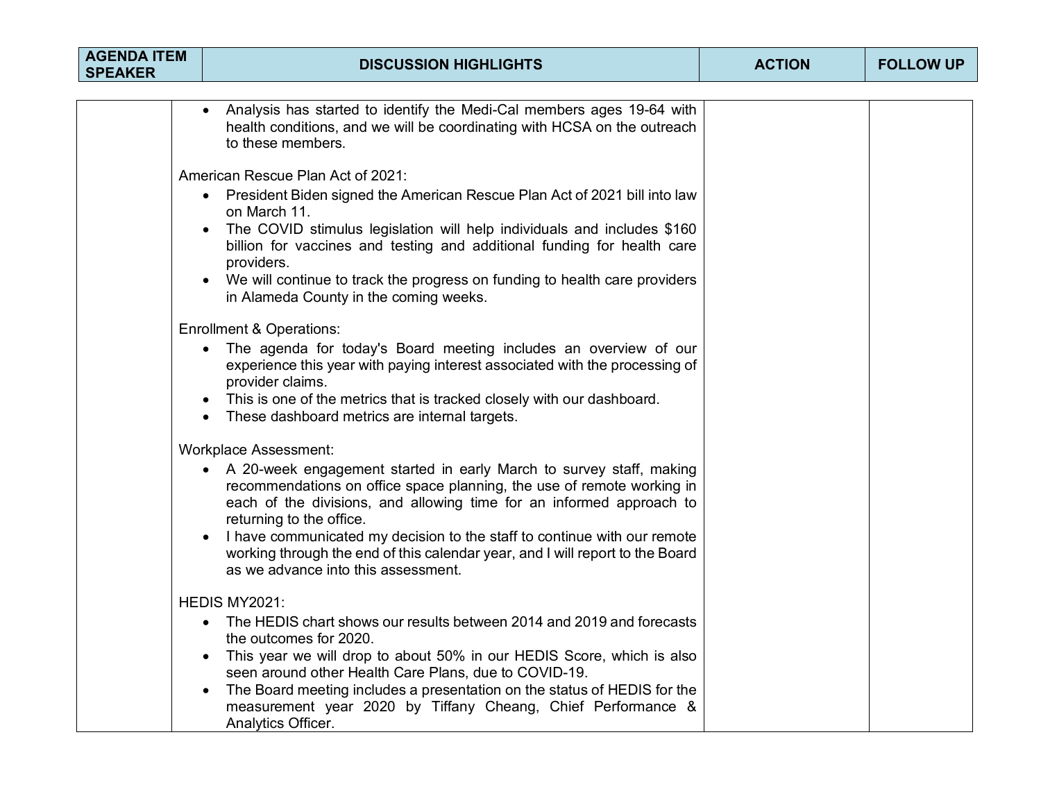| AGENDA ITEM SPEAKER | DISCUSSION HIGHLIGHTS | ACTION | FOLLOW UP |
|---|---|---|---|
| | • Analysis has started to identify the Medi-Cal members ages 19-64 with health conditions, and we will be coordinating with HCSA on the outreach to these members.<br><br>American Rescue Plan Act of 2021:<br>• President Biden signed the American Rescue Plan Act of 2021 bill into law on March 11.<br>• The COVID stimulus legislation will help individuals and includes $160 billion for vaccines and testing and additional funding for health care providers.<br>• We will continue to track the progress on funding to health care providers in Alameda County in the coming weeks.<br><br>Enrollment & Operations:<br>• The agenda for today's Board meeting includes an overview of our experience this year with paying interest associated with the processing of provider claims.<br>• This is one of the metrics that is tracked closely with our dashboard.<br>• These dashboard metrics are internal targets.<br><br>Workplace Assessment:<br>• A 20-week engagement started in early March to survey staff, making recommendations on office space planning, the use of remote working in each of the divisions, and allowing time for an informed approach to returning to the office.<br>• I have communicated my decision to the staff to continue with our remote working through the end of this calendar year, and I will report to the Board as we advance into this assessment.<br><br>HEDIS MY2021:<br>• The HEDIS chart shows our results between 2014 and 2019 and forecasts the outcomes for 2020.<br>• This year we will drop to about 50% in our HEDIS Score, which is also seen around other Health Care Plans, due to COVID-19.<br>• The Board meeting includes a presentation on the status of HEDIS for the measurement year 2020 by Tiffany Cheang, Chief Performance & Analytics Officer. | | |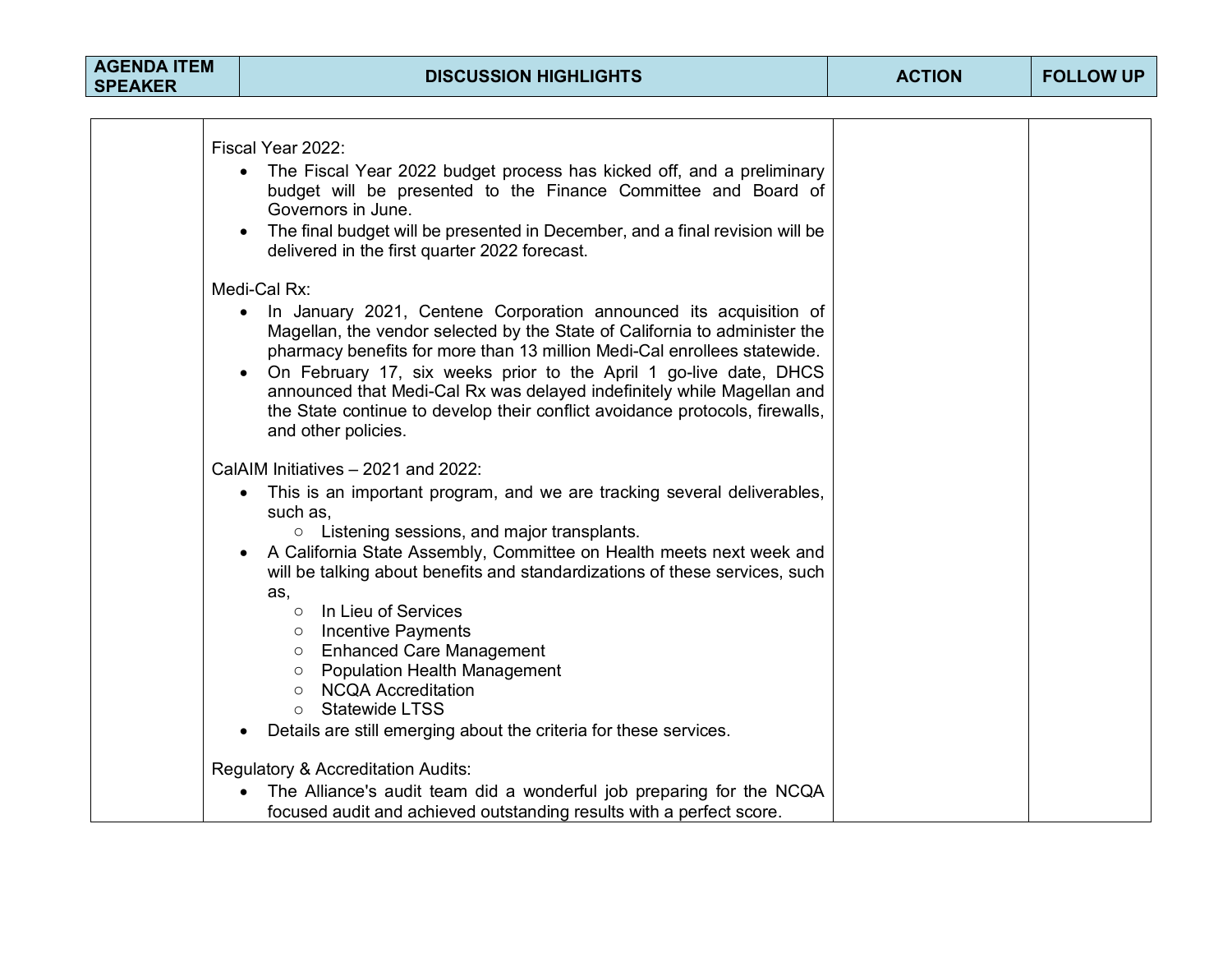| AGENDA ITEM SPEAKER | DISCUSSION HIGHLIGHTS | ACTION | FOLLOW UP |
|---|---|---|---|
| | Fiscal Year 2022:<br>• The Fiscal Year 2022 budget process has kicked off, and a preliminary budget will be presented to the Finance Committee and Board of Governors in June.<br>• The final budget will be presented in December, and a final revision will be delivered in the first quarter 2022 forecast.<br><br>Medi-Cal Rx:<br>• In January 2021, Centene Corporation announced its acquisition of Magellan, the vendor selected by the State of California to administer the pharmacy benefits for more than 13 million Medi-Cal enrollees statewide.<br>• On February 17, six weeks prior to the April 1 go-live date, DHCS announced that Medi-Cal Rx was delayed indefinitely while Magellan and the State continue to develop their conflict avoidance protocols, firewalls, and other policies.<br><br>CalAIM Initiatives – 2021 and 2022:<br>• This is an important program, and we are tracking several deliverables, such as,<br>  ○ Listening sessions, and major transplants.<br>• A California State Assembly, Committee on Health meets next week and will be talking about benefits and standardizations of these services, such as,<br>  ○ In Lieu of Services<br>  ○ Incentive Payments<br>  ○ Enhanced Care Management<br>  ○ Population Health Management<br>  ○ NCQA Accreditation<br>  ○ Statewide LTSS<br>• Details are still emerging about the criteria for these services.<br><br>Regulatory & Accreditation Audits:<br>• The Alliance's audit team did a wonderful job preparing for the NCQA focused audit and achieved outstanding results with a perfect score. | | |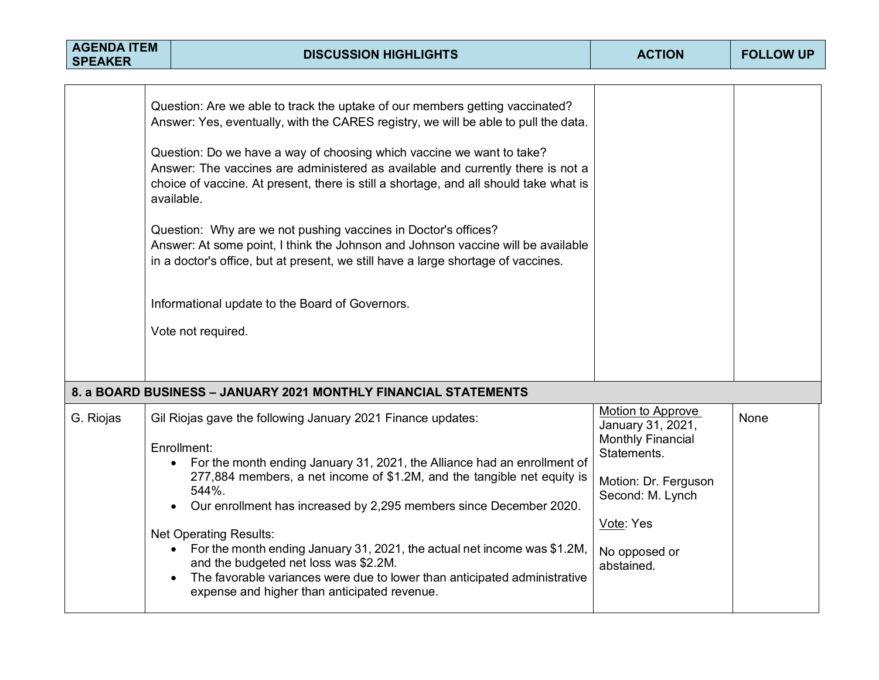| AGENDA ITEM SPEAKER | DISCUSSION HIGHLIGHTS | ACTION | FOLLOW UP |
|---|---|---|---|
| | Question: Are we able to track the uptake of our members getting vaccinated?<br>Answer: Yes, eventually, with the CARES registry, we will be able to pull the data.<br><br>Question: Do we have a way of choosing which vaccine we want to take?<br>Answer: The vaccines are administered as available and currently there is not a choice of vaccine. At present, there is still a shortage, and all should take what is available.<br><br>Question: Why are we not pushing vaccines in Doctor's offices?<br>Answer: At some point, I think the Johnson and Johnson vaccine will be available in a doctor's office, but at present, we still have a large shortage of vaccines.<br><br>Informational update to the Board of Governors.<br><br>Vote not required. | | |
| **8. a BOARD BUSINESS – JANUARY 2021 MONTHLY FINANCIAL STATEMENTS** | | | |
| G. Riojas | Gil Riojas gave the following January 2021 Finance updates:<br><br>Enrollment:<br>• For the month ending January 31, 2021, the Alliance had an enrollment of 277,884 members, a net income of $1.2M, and the tangible net equity is 544%.<br>• Our enrollment has increased by 2,295 members since December 2020.<br><br>Net Operating Results:<br>• For the month ending January 31, 2021, the actual net income was $1.2M, and the budgeted net loss was $2.2M.<br>• The favorable variances were due to lower than anticipated administrative expense and higher than anticipated revenue. | Motion to Approve January 31, 2021, Monthly Financial Statements.<br><br>Motion: Dr. Ferguson<br>Second: M. Lynch<br><br>Vote: Yes<br><br>No opposed or abstained. | None |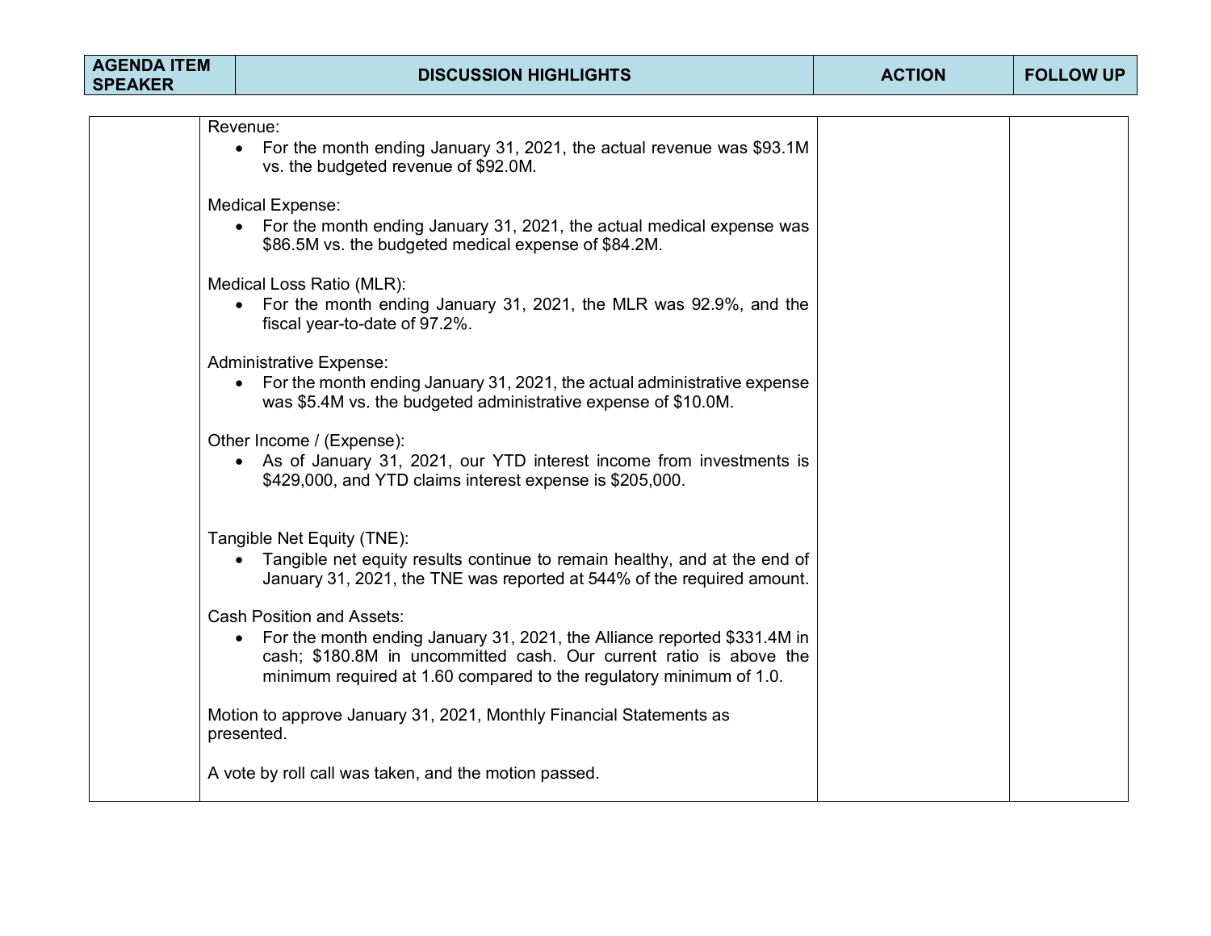| AGENDA ITEM SPEAKER | DISCUSSION HIGHLIGHTS | ACTION | FOLLOW UP |
|---|---|---|---|
| | Revenue:<br>• For the month ending January 31, 2021, the actual revenue was $93.1M vs. the budgeted revenue of $92.0M.<br><br>Medical Expense:<br>• For the month ending January 31, 2021, the actual medical expense was $86.5M vs. the budgeted medical expense of $84.2M.<br><br>Medical Loss Ratio (MLR):<br>• For the month ending January 31, 2021, the MLR was 92.9%, and the fiscal year-to-date of 97.2%.<br><br>Administrative Expense:<br>• For the month ending January 31, 2021, the actual administrative expense was $5.4M vs. the budgeted administrative expense of $10.0M.<br><br>Other Income / (Expense):<br>• As of January 31, 2021, our YTD interest income from investments is $429,000, and YTD claims interest expense is $205,000.<br><br>Tangible Net Equity (TNE):<br>• Tangible net equity results continue to remain healthy, and at the end of January 31, 2021, the TNE was reported at 544% of the required amount.<br><br>Cash Position and Assets:<br>• For the month ending January 31, 2021, the Alliance reported $331.4M in cash; $180.8M in uncommitted cash. Our current ratio is above the minimum required at 1.60 compared to the regulatory minimum of 1.0.<br><br>Motion to approve January 31, 2021, Monthly Financial Statements as presented.<br><br>A vote by roll call was taken, and the motion passed. | | |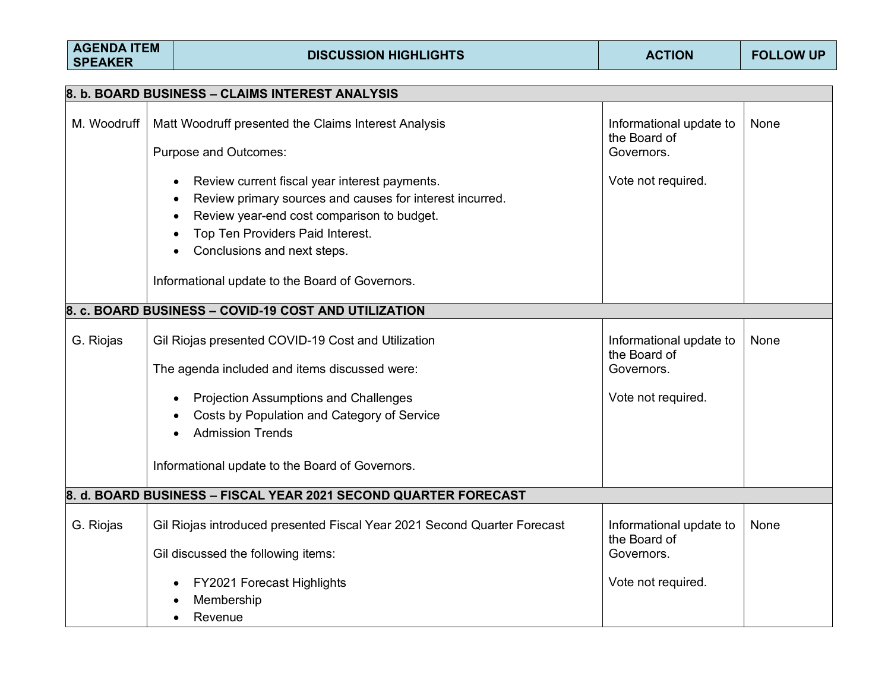| AGENDA ITEM SPEAKER | DISCUSSION HIGHLIGHTS | ACTION | FOLLOW UP |
|---|---|---|---|
| **8. b. BOARD BUSINESS – CLAIMS INTEREST ANALYSIS** | | | |
| M. Woodruff | Matt Woodruff presented the Claims Interest Analysis<br><br>Purpose and Outcomes:<br><br>• Review current fiscal year interest payments.<br>• Review primary sources and causes for interest incurred.<br>• Review year-end cost comparison to budget.<br>• Top Ten Providers Paid Interest.<br>• Conclusions and next steps.<br><br>Informational update to the Board of Governors. | Informational update to the Board of Governors.<br><br>Vote not required. | None |
| **8. c. BOARD BUSINESS – COVID-19 COST AND UTILIZATION** | | | |
| G. Riojas | Gil Riojas presented COVID-19 Cost and Utilization<br><br>The agenda included and items discussed were:<br><br>• Projection Assumptions and Challenges<br>• Costs by Population and Category of Service<br>• Admission Trends<br><br>Informational update to the Board of Governors. | Informational update to the Board of Governors.<br><br>Vote not required. | None |
| **8. d. BOARD BUSINESS – FISCAL YEAR 2021 SECOND QUARTER FORECAST** | | | |
| G. Riojas | Gil Riojas introduced presented Fiscal Year 2021 Second Quarter Forecast<br><br>Gil discussed the following items:<br><br>• FY2021 Forecast Highlights<br>• Membership<br>• Revenue | Informational update to the Board of Governors.<br><br>Vote not required. | None |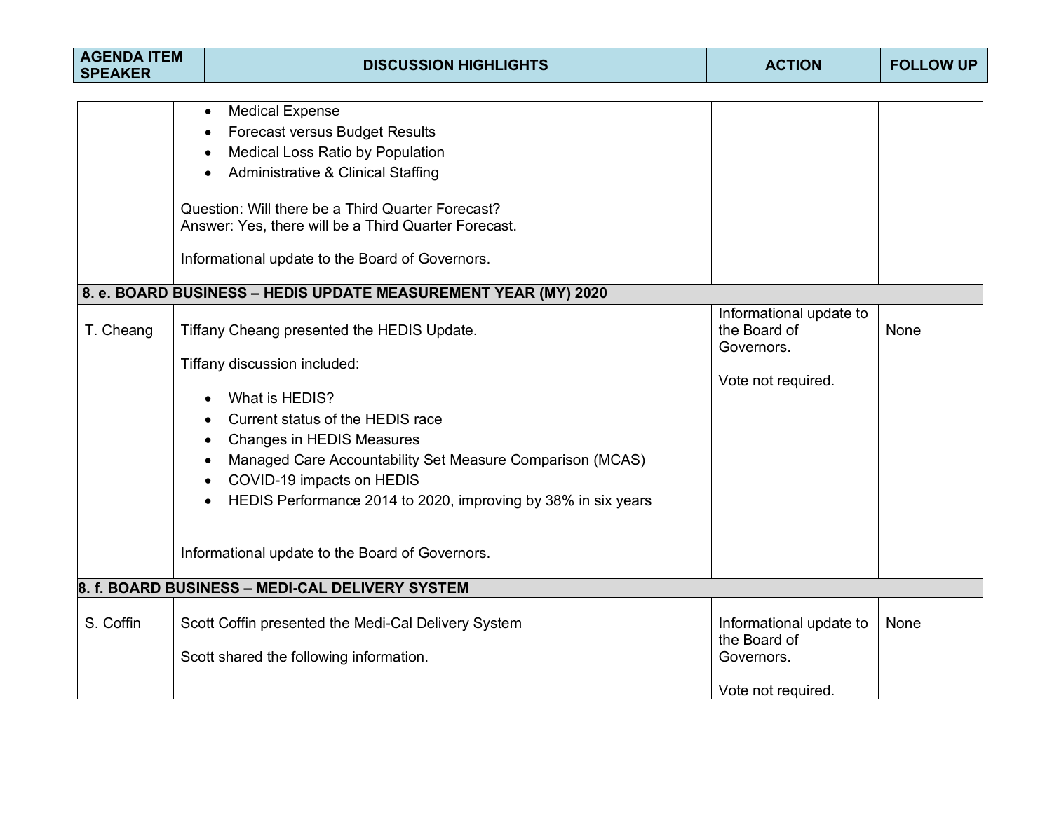| AGENDA ITEM SPEAKER | DISCUSSION HIGHLIGHTS | ACTION | FOLLOW UP |
|---|---|---|---|
| | • Medical Expense<br>• Forecast versus Budget Results<br>• Medical Loss Ratio by Population<br>• Administrative & Clinical Staffing<br><br>Question: Will there be a Third Quarter Forecast?<br>Answer: Yes, there will be a Third Quarter Forecast.<br><br>Informational update to the Board of Governors. | | |
| **8. e. BOARD BUSINESS – HEDIS UPDATE MEASUREMENT YEAR (MY) 2020** | | | |
| T. Cheang | Tiffany Cheang presented the HEDIS Update.<br><br>Tiffany discussion included:<br><br>• What is HEDIS?<br>• Current status of the HEDIS race<br>• Changes in HEDIS Measures<br>• Managed Care Accountability Set Measure Comparison (MCAS)<br>• COVID-19 impacts on HEDIS<br>• HEDIS Performance 2014 to 2020, improving by 38% in six years<br><br>Informational update to the Board of Governors. | Informational update to the Board of Governors.<br><br>Vote not required. | None |
| **8. f. BOARD BUSINESS – MEDI-CAL DELIVERY SYSTEM** | | | |
| S. Coffin | Scott Coffin presented the Medi-Cal Delivery System<br><br>Scott shared the following information. | Informational update to the Board of Governors.<br><br>Vote not required. | None |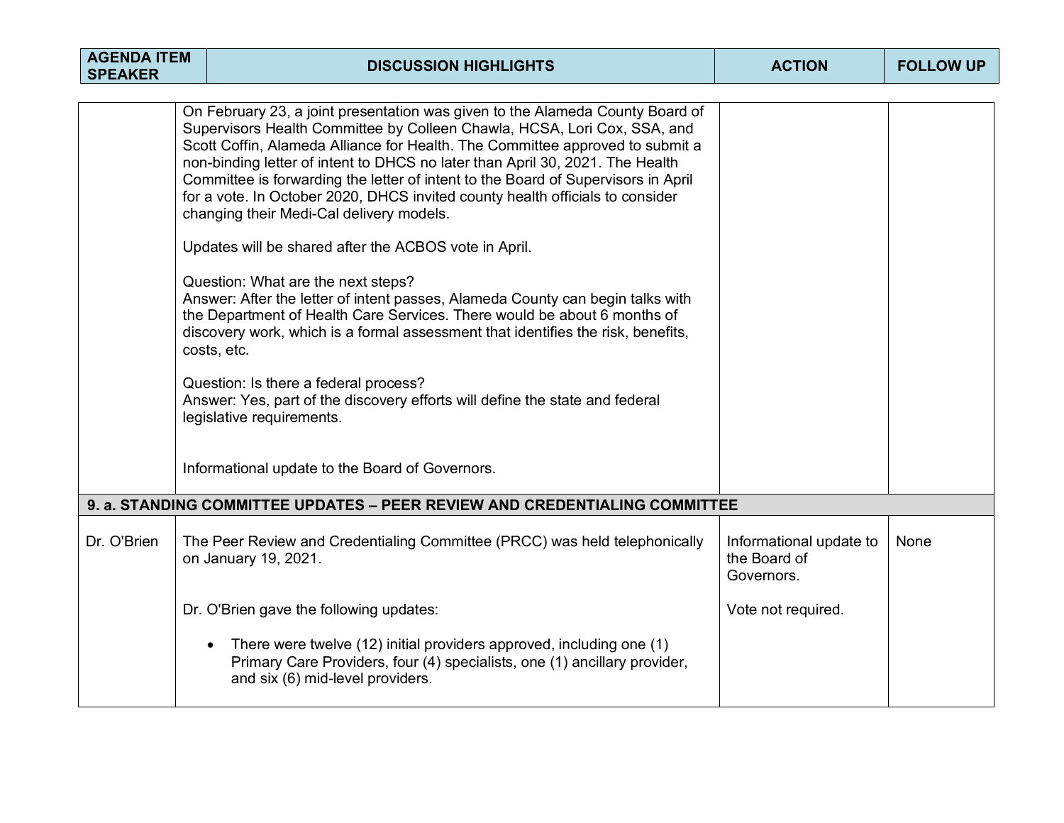| AGENDA ITEM SPEAKER | DISCUSSION HIGHLIGHTS | ACTION | FOLLOW UP |
|---|---|---|---|
| | On February 23, a joint presentation was given to the Alameda County Board of Supervisors Health Committee by Colleen Chawla, HCSA, Lori Cox, SSA, and Scott Coffin, Alameda Alliance for Health. The Committee approved to submit a non-binding letter of intent to DHCS no later than April 30, 2021. The Health Committee is forwarding the letter of intent to the Board of Supervisors in April for a vote. In October 2020, DHCS invited county health officials to consider changing their Medi-Cal delivery models.<br><br>Updates will be shared after the ACBOS vote in April.<br><br>Question: What are the next steps?<br>Answer: After the letter of intent passes, Alameda County can begin talks with the Department of Health Care Services. There would be about 6 months of discovery work, which is a formal assessment that identifies the risk, benefits, costs, etc.<br><br>Question: Is there a federal process?<br>Answer: Yes, part of the discovery efforts will define the state and federal legislative requirements.<br><br>Informational update to the Board of Governors. | | |
| **9. a. STANDING COMMITTEE UPDATES – PEER REVIEW AND CREDENTIALING COMMITTEE** | | | |
| Dr. O'Brien | The Peer Review and Credentialing Committee (PRCC) was held telephonically on January 19, 2021.<br><br>Dr. O'Brien gave the following updates:<br><br>• There were twelve (12) initial providers approved, including one (1) Primary Care Providers, four (4) specialists, one (1) ancillary provider, and six (6) mid-level providers. | Informational update to the Board of Governors.<br><br>Vote not required. | None |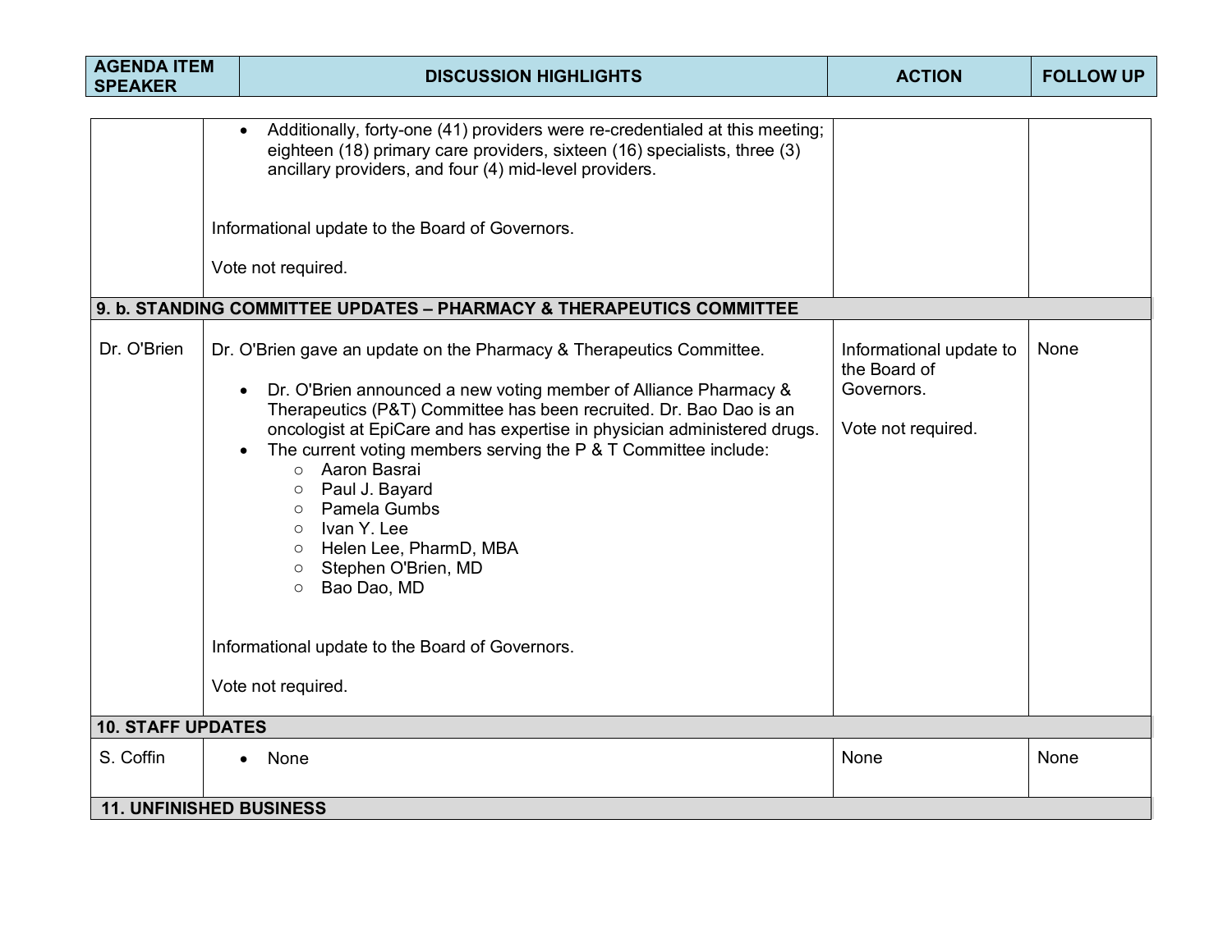| AGENDA ITEM SPEAKER | DISCUSSION HIGHLIGHTS | ACTION | FOLLOW UP |
|---|---|---|---|
| | • Additionally, forty-one (41) providers were re-credentialed at this meeting; eighteen (18) primary care providers, sixteen (16) specialists, three (3) ancillary providers, and four (4) mid-level providers.<br><br>Informational update to the Board of Governors.<br><br>Vote not required. | | |
| **9. b. STANDING COMMITTEE UPDATES – PHARMACY & THERAPEUTICS COMMITTEE** | | | |
| Dr. O'Brien | Dr. O'Brien gave an update on the Pharmacy & Therapeutics Committee.<br><br>• Dr. O'Brien announced a new voting member of Alliance Pharmacy & Therapeutics (P&T) Committee has been recruited. Dr. Bao Dao is an oncologist at EpiCare and has expertise in physician administered drugs.<br>• The current voting members serving the P & T Committee include:<br>&nbsp;&nbsp;○ Aaron Basrai<br>&nbsp;&nbsp;○ Paul J. Bayard<br>&nbsp;&nbsp;○ Pamela Gumbs<br>&nbsp;&nbsp;○ Ivan Y. Lee<br>&nbsp;&nbsp;○ Helen Lee, PharmD, MBA<br>&nbsp;&nbsp;○ Stephen O'Brien, MD<br>&nbsp;&nbsp;○ Bao Dao, MD<br><br>Informational update to the Board of Governors.<br><br>Vote not required. | Informational update to the Board of Governors.<br><br>Vote not required. | None |
| **10. STAFF UPDATES** | | | |
| S. Coffin | • None | None | None |
| **11. UNFINISHED BUSINESS** | | | |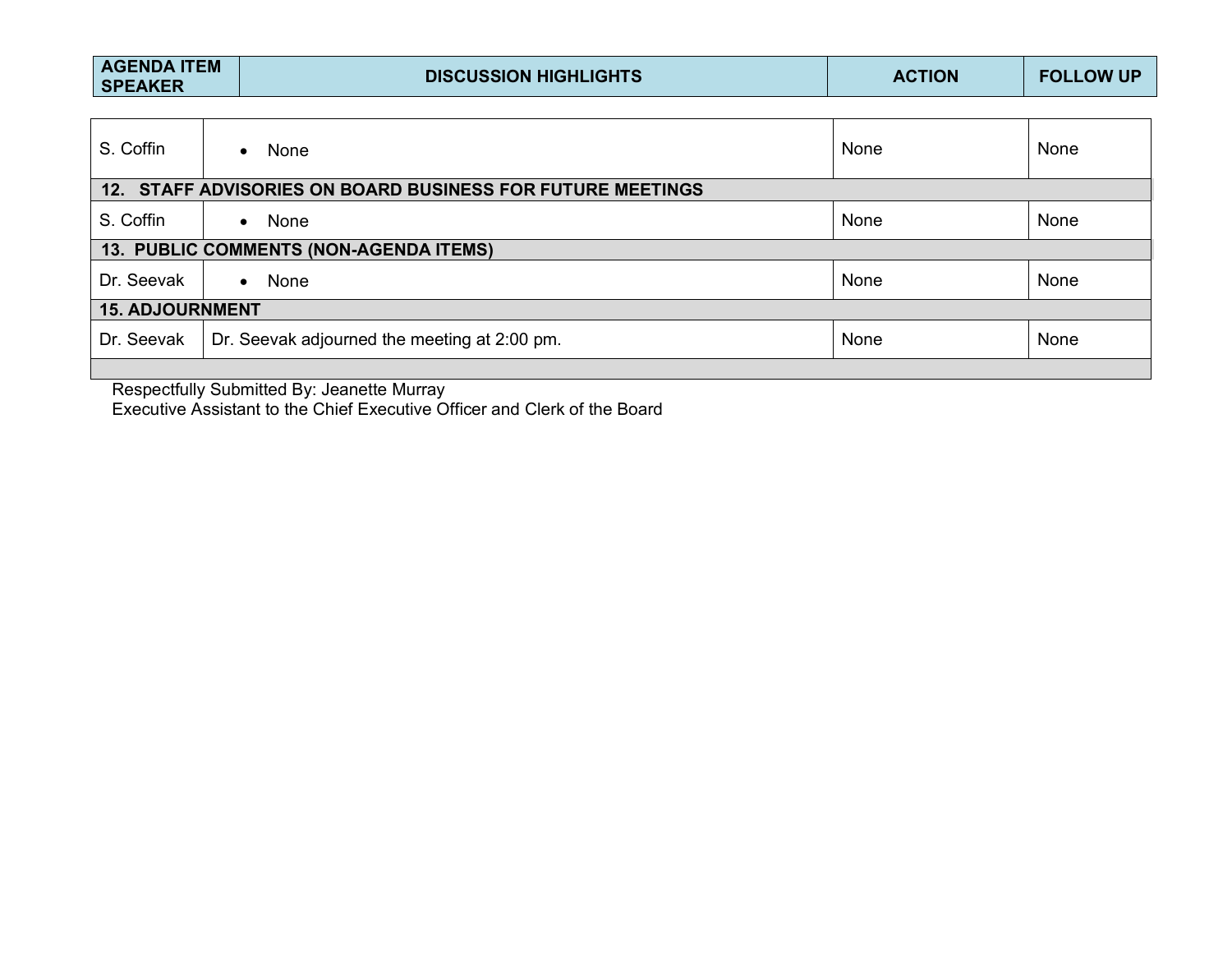| AGENDA ITEM SPEAKER | DISCUSSION HIGHLIGHTS | ACTION | FOLLOW UP |
|---|---|---|---|
| S. Coffin | • None | None | None |
| **12. STAFF ADVISORIES ON BOARD BUSINESS FOR FUTURE MEETINGS** | | | |
| S. Coffin | • None | None | None |
| **13. PUBLIC COMMENTS (NON-AGENDA ITEMS)** | | | |
| Dr. Seevak | • None | None | None |
| **15. ADJOURNMENT** | | | |
| Dr. Seevak | Dr. Seevak adjourned the meeting at 2:00 pm. | None | None |

Respectfully Submitted By: Jeanette Murray
Executive Assistant to the Chief Executive Officer and Clerk of the Board